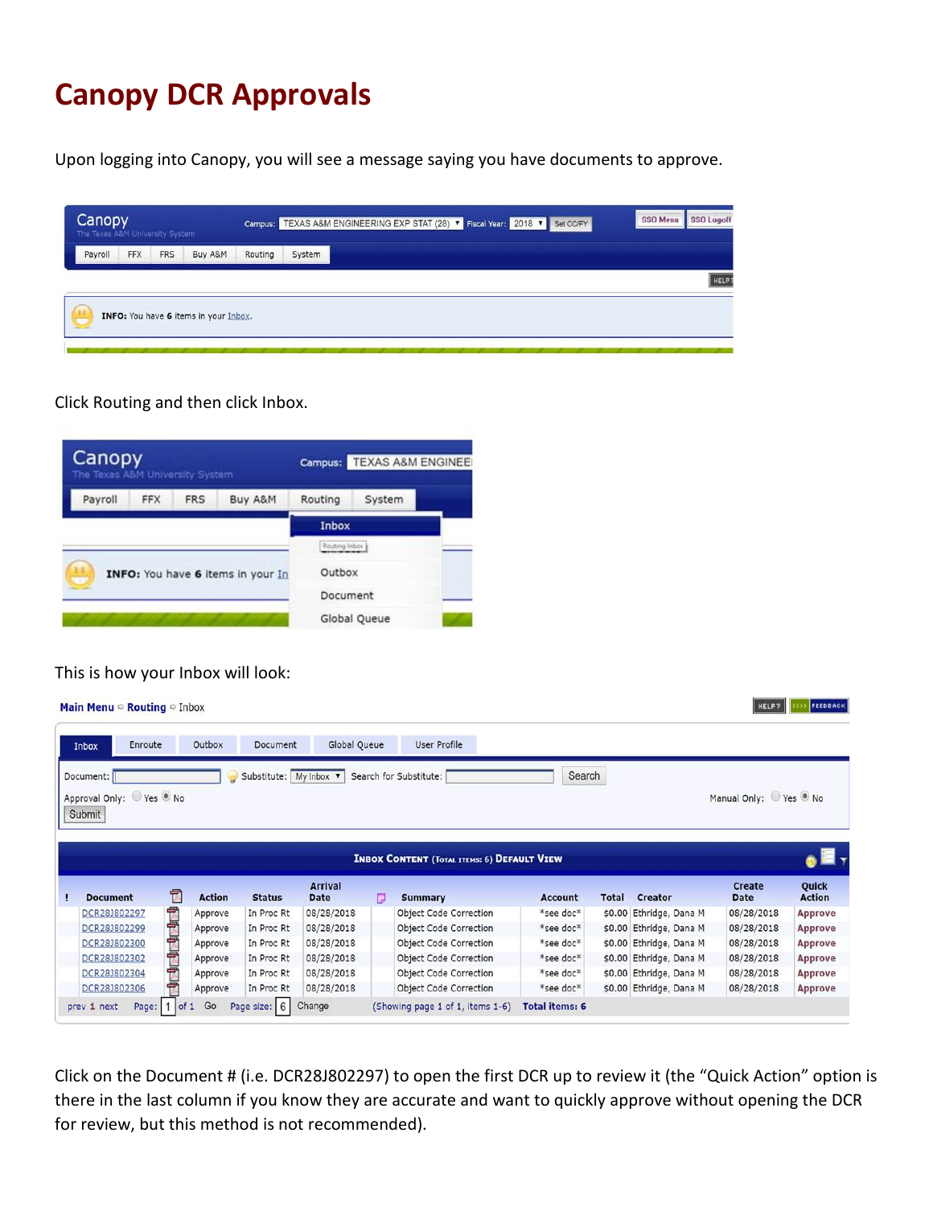# Canopy DCR Approvals

Upon logging into Canopy, you will see a message saying you have documents to approve.

Click Routing and then click Inbox.

This is how your Inbox will look:

Click on the Document # (i.e. DCR28J802297) to open the first DCR up to review it (the "Quick Action" option is there in the last column if you know they are accurate and want to quickly approve without opening the DCR for review, but this method is not recommended).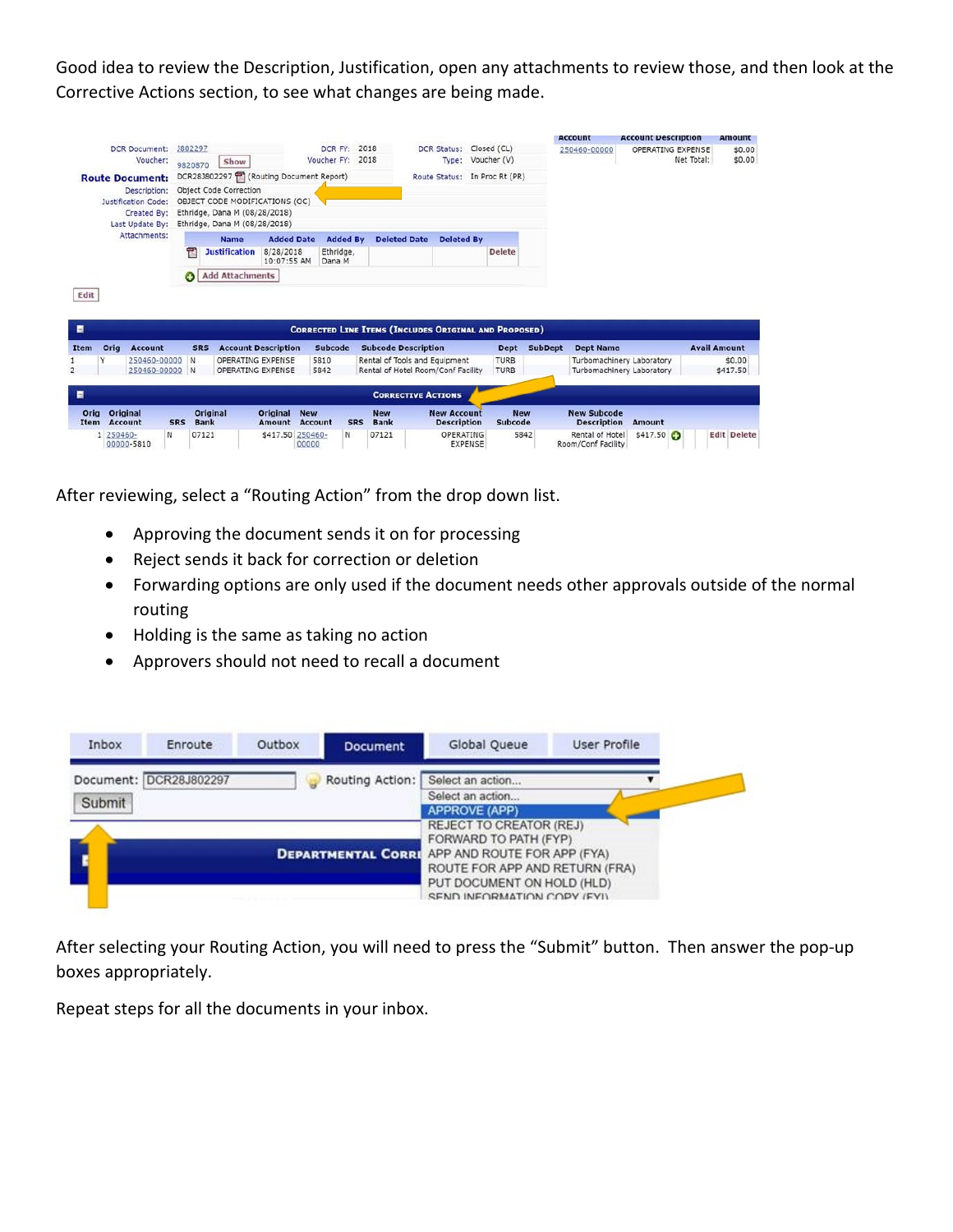Good idea to review the Description, Justification, open any attachments to review those, and then look at the Corrective Actions section, to see what changes are being made.

After reviewing, select a "Routing Action" from the drop down list.

- Approving the document sends it on for processing
- Reject sends it back for correction or deletion
- Forwarding options are only used if the document needs other approvals outside of the normal routing
- Holding is the same as taking no action
- Approvers should not need to recall a document

After selecting your Routing Action, you will need to press the "Submit" button. Then answer the pop-up boxes appropriately.

Repeat steps for all the documents in your inbox.